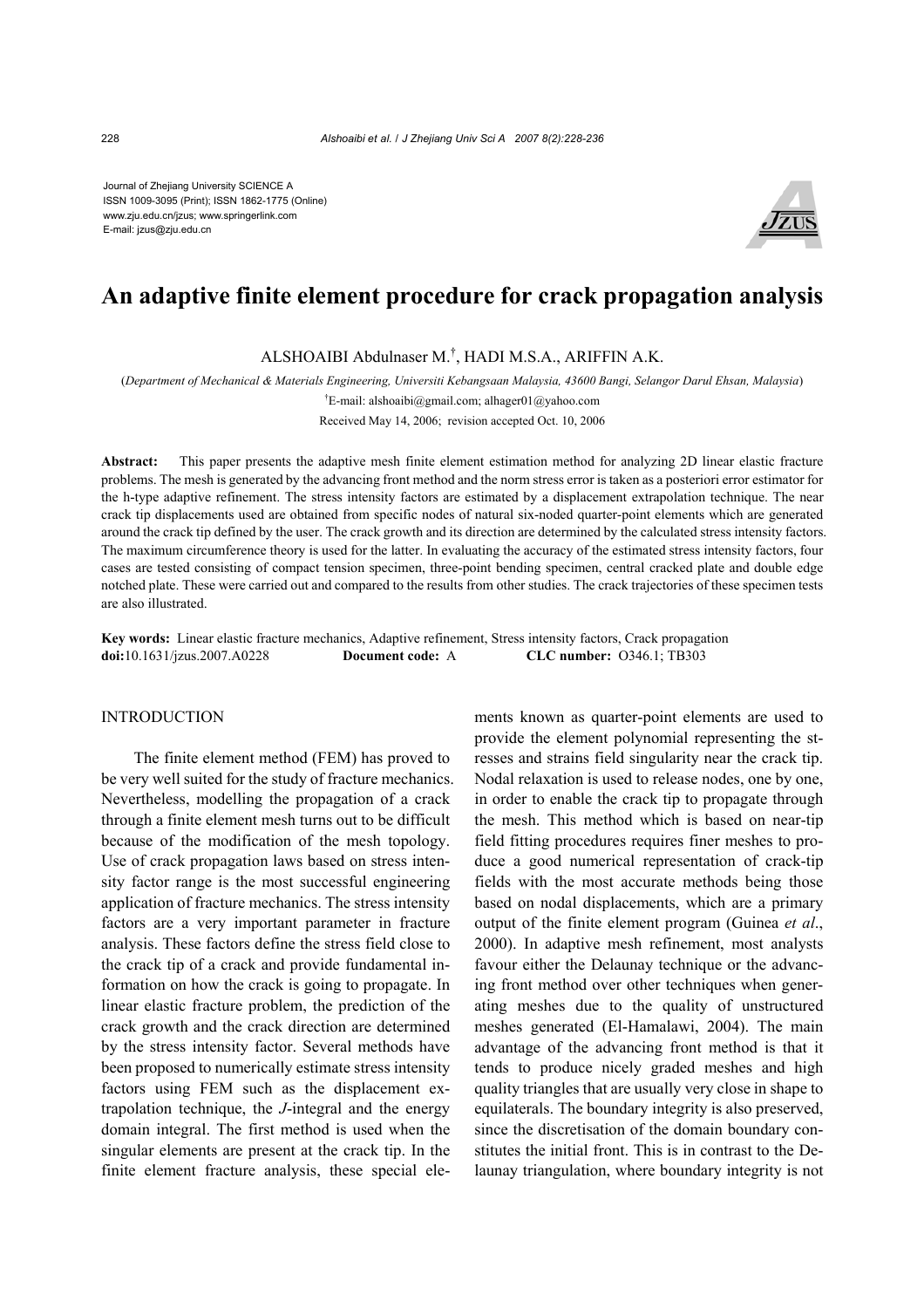Journal of Zhejiang University SCIENCE A
ISSN 1009-3095 (Print); ISSN 1862-1775 (Online)
www.zju.edu.cn/jzus; www.springerlink.com
E-mail: jzus@zju.edu.cn

# An adaptive finite element procedure for crack propagation analysis

ALSHOAIBI Abdulnaser M.[†], HADI M.S.A., ARIFFIN A.K.

(*Department of Mechanical & Materials Engineering, Universiti Kebangsaan Malaysia, 43600 Bangi, Selangor Darul Ehsan, Malaysia*)

[†]E-mail: alshoaibi@gmail.com; alhager01@yahoo.com

Received May 14, 2006; revision accepted Oct. 10, 2006

**Abstract:** This paper presents the adaptive mesh finite element estimation method for analyzing 2D linear elastic fracture problems. The mesh is generated by the advancing front method and the norm stress error is taken as a posteriori error estimator for the h-type adaptive refinement. The stress intensity factors are estimated by a displacement extrapolation technique. The near crack tip displacements used are obtained from specific nodes of natural six-noded quarter-point elements which are generated around the crack tip defined by the user. The crack growth and its direction are determined by the calculated stress intensity factors. The maximum circumference theory is used for the latter. In evaluating the accuracy of the estimated stress intensity factors, four cases are tested consisting of compact tension specimen, three-point bending specimen, central cracked plate and double edge notched plate. These were carried out and compared to the results from other studies. The crack trajectories of these specimen tests are also illustrated.

**Key words:** Linear elastic fracture mechanics, Adaptive refinement, Stress intensity factors, Crack propagation
**doi:**10.1631/jzus.2007.A0228 **Document code:** A **CLC number:** O346.1; TB303

## INTRODUCTION

The finite element method (FEM) has proved to be very well suited for the study of fracture mechanics. Nevertheless, modelling the propagation of a crack through a finite element mesh turns out to be difficult because of the modification of the mesh topology. Use of crack propagation laws based on stress intensity factor range is the most successful engineering application of fracture mechanics. The stress intensity factors are a very important parameter in fracture analysis. These factors define the stress field close to the crack tip of a crack and provide fundamental information on how the crack is going to propagate. In linear elastic fracture problem, the prediction of the crack growth and the crack direction are determined by the stress intensity factor. Several methods have been proposed to numerically estimate stress intensity factors using FEM such as the displacement extrapolation technique, the *J*-integral and the energy domain integral. The first method is used when the singular elements are present at the crack tip. In the finite element fracture analysis, these special elements known as quarter-point elements are used to provide the element polynomial representing the stresses and strains field singularity near the crack tip. Nodal relaxation is used to release nodes, one by one, in order to enable the crack tip to propagate through the mesh. This method which is based on near-tip field fitting procedures requires finer meshes to produce a good numerical representation of crack-tip fields with the most accurate methods being those based on nodal displacements, which are a primary output of the finite element program (Guinea *et al*., 2000). In adaptive mesh refinement, most analysts favour either the Delaunay technique or the advancing front method over other techniques when generating meshes due to the quality of unstructured meshes generated (El-Hamalawi, 2004). The main advantage of the advancing front method is that it tends to produce nicely graded meshes and high quality triangles that are usually very close in shape to equilaterals. The boundary integrity is also preserved, since the discretisation of the domain boundary constitutes the initial front. This is in contrast to the Delaunay triangulation, where boundary integrity is not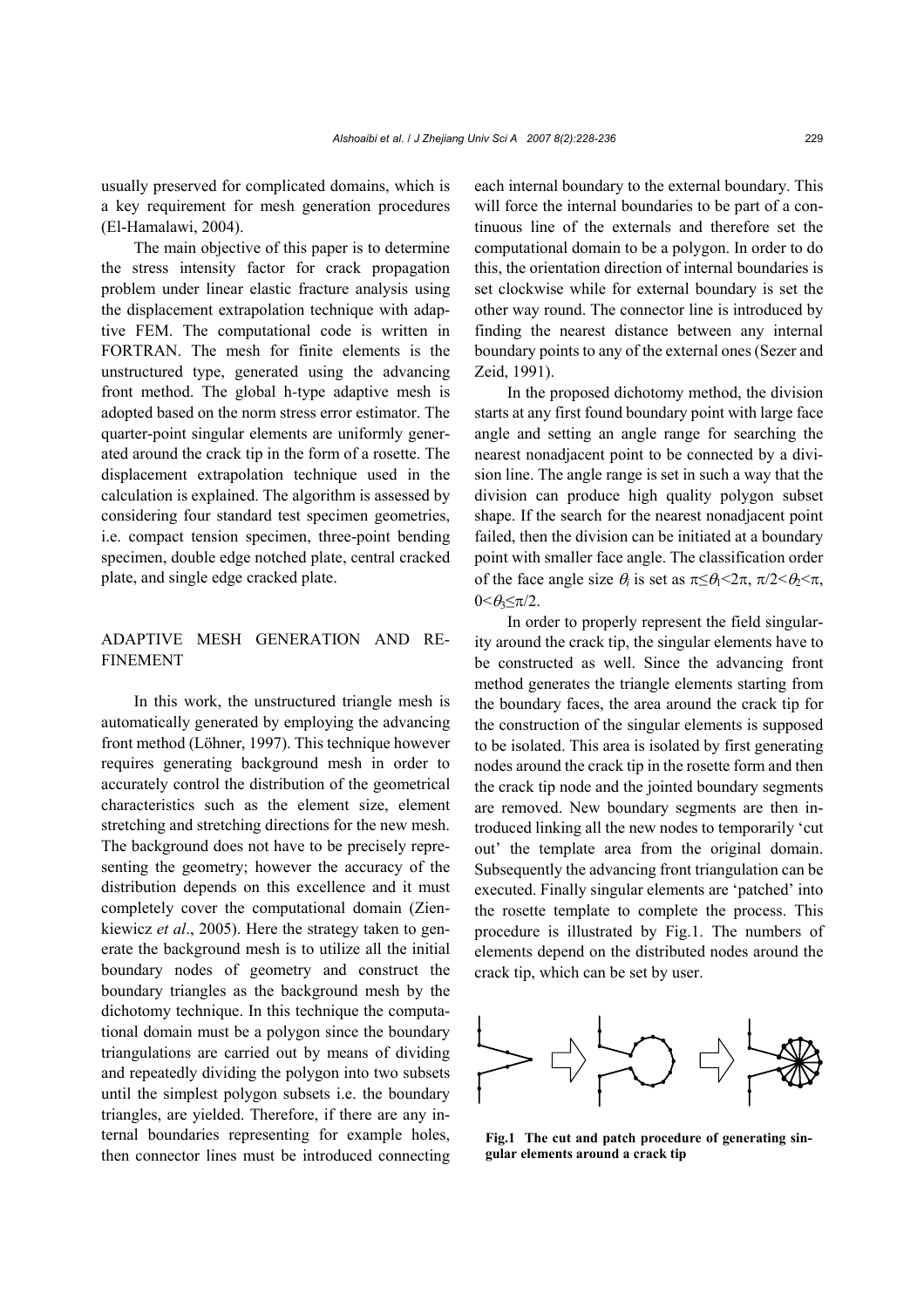usually preserved for complicated domains, which is a key requirement for mesh generation procedures (El-Hamalawi, 2004).

The main objective of this paper is to determine the stress intensity factor for crack propagation problem under linear elastic fracture analysis using the displacement extrapolation technique with adaptive FEM. The computational code is written in FORTRAN. The mesh for finite elements is the unstructured type, generated using the advancing front method. The global h-type adaptive mesh is adopted based on the norm stress error estimator. The quarter-point singular elements are uniformly generated around the crack tip in the form of a rosette. The displacement extrapolation technique used in the calculation is explained. The algorithm is assessed by considering four standard test specimen geometries, i.e. compact tension specimen, three-point bending specimen, double edge notched plate, central cracked plate, and single edge cracked plate.

## ADAPTIVE MESH GENERATION AND REFINEMENT

In this work, the unstructured triangle mesh is automatically generated by employing the advancing front method (Löhner, 1997). This technique however requires generating background mesh in order to accurately control the distribution of the geometrical characteristics such as the element size, element stretching and stretching directions for the new mesh. The background does not have to be precisely representing the geometry; however the accuracy of the distribution depends on this excellence and it must completely cover the computational domain (Zienkiewicz *et al*., 2005). Here the strategy taken to generate the background mesh is to utilize all the initial boundary nodes of geometry and construct the boundary triangles as the background mesh by the dichotomy technique. In this technique the computational domain must be a polygon since the boundary triangulations are carried out by means of dividing and repeatedly dividing the polygon into two subsets until the simplest polygon subsets i.e. the boundary triangles, are yielded. Therefore, if there are any internal boundaries representing for example holes, then connector lines must be introduced connecting each internal boundary to the external boundary. This will force the internal boundaries to be part of a continuous line of the externals and therefore set the computational domain to be a polygon. In order to do this, the orientation direction of internal boundaries is set clockwise while for external boundary is set the other way round. The connector line is introduced by finding the nearest distance between any internal boundary points to any of the external ones (Sezer and Zeid, 1991).

In the proposed dichotomy method, the division starts at any first found boundary point with large face angle and setting an angle range for searching the nearest nonadjacent point to be connected by a division line. The angle range is set in such a way that the division can produce high quality polygon subset shape. If the search for the nearest nonadjacent point failed, then the division can be initiated at a boundary point with smaller face angle. The classification order of the face angle size $\theta_i$ is set as $\pi \le \theta_1 < 2\pi$, $\pi/2 < \theta_2 < \pi$, $0 < \theta_3 \le \pi/2$.

In order to properly represent the field singularity around the crack tip, the singular elements have to be constructed as well. Since the advancing front method generates the triangle elements starting from the boundary faces, the area around the crack tip for the construction of the singular elements is supposed to be isolated. This area is isolated by first generating nodes around the crack tip in the rosette form and then the crack tip node and the jointed boundary segments are removed. New boundary segments are then introduced linking all the new nodes to temporarily 'cut out' the template area from the original domain. Subsequently the advancing front triangulation can be executed. Finally singular elements are 'patched' into the rosette template to complete the process. This procedure is illustrated by Fig.1. The numbers of elements depend on the distributed nodes around the crack tip, which can be set by user.

**Fig.1 The cut and patch procedure of generating singular elements around a crack tip**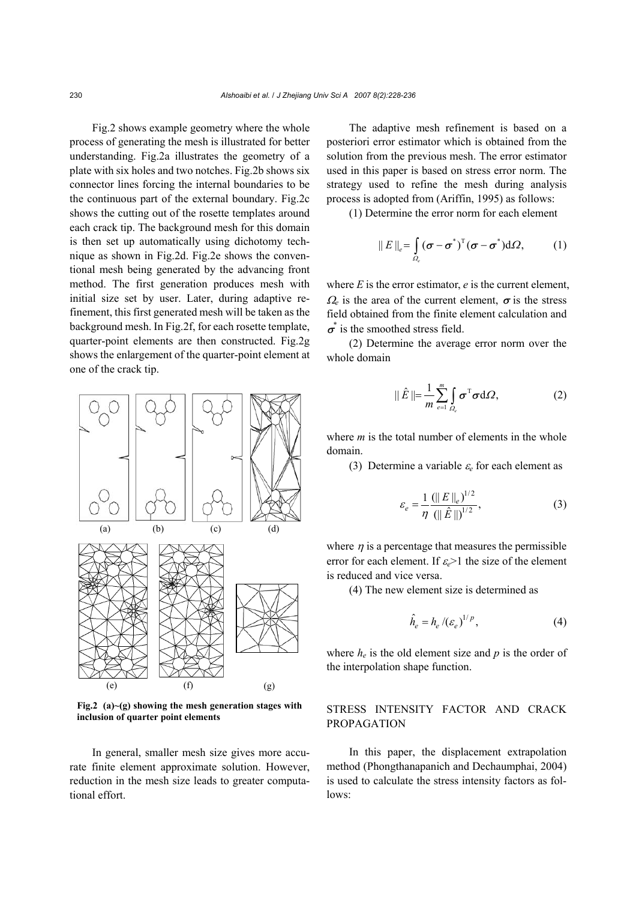Fig.2 shows example geometry where the whole process of generating the mesh is illustrated for better understanding. Fig.2a illustrates the geometry of a plate with six holes and two notches. Fig.2b shows six connector lines forcing the internal boundaries to be the continuous part of the external boundary. Fig.2c shows the cutting out of the rosette templates around each crack tip. The background mesh for this domain is then set up automatically using dichotomy technique as shown in Fig.2d. Fig.2e shows the conventional mesh being generated by the advancing front method. The first generation produces mesh with initial size set by user. Later, during adaptive refinement, this first generated mesh will be taken as the background mesh. In Fig.2f, for each rosette template, quarter-point elements are then constructed. Fig.2g shows the enlargement of the quarter-point element at one of the crack tip.

**Fig.2 (a)~(g) showing the mesh generation stages with inclusion of quarter point elements**

In general, smaller mesh size gives more accurate finite element approximate solution. However, reduction in the mesh size leads to greater computational effort.

The adaptive mesh refinement is based on a posteriori error estimator which is obtained from the solution from the previous mesh. The error estimator used in this paper is based on stress error norm. The strategy used to refine the mesh during analysis process is adopted from (Ariffin, 1995) as follows:

(1) Determine the error norm for each element

$$\| E \|_e = \int_{\Omega_e} (\boldsymbol{\sigma} - \boldsymbol{\sigma}^*)^{\mathrm{T}} (\boldsymbol{\sigma} - \boldsymbol{\sigma}^*) \mathrm{d}\Omega, \tag{1}$$

where $E$ is the error estimator, $e$ is the current element, $\Omega_e$ is the area of the current element, $\boldsymbol{\sigma}$ is the stress field obtained from the finite element calculation and $\boldsymbol{\sigma}^*$ is the smoothed stress field.

(2) Determine the average error norm over the whole domain

$$\| \hat{E} \| = \frac{1}{m} \sum_{e=1}^{m} \int_{\Omega_e} \boldsymbol{\sigma}^{\mathrm{T}} \boldsymbol{\sigma} \mathrm{d}\Omega, \tag{2}$$

where $m$ is the total number of elements in the whole domain.

(3) Determine a variable $\varepsilon_e$ for each element as

$$\varepsilon_e = \frac{1}{\eta} \frac{(\| E \|_e)^{1/2}}{(\| \hat{E} \|)^{1/2}}, \tag{3}$$

where $\eta$ is a percentage that measures the permissible error for each element. If $\varepsilon_e > 1$ the size of the element is reduced and vice versa.

(4) The new element size is determined as

$$\hat{h}_e = h_e / (\varepsilon_e)^{1/p}, \tag{4}$$

where $h_e$ is the old element size and $p$ is the order of the interpolation shape function.

## STRESS INTENSITY FACTOR AND CRACK PROPAGATION

In this paper, the displacement extrapolation method (Phongthanapanich and Dechaumphai, 2004) is used to calculate the stress intensity factors as follows: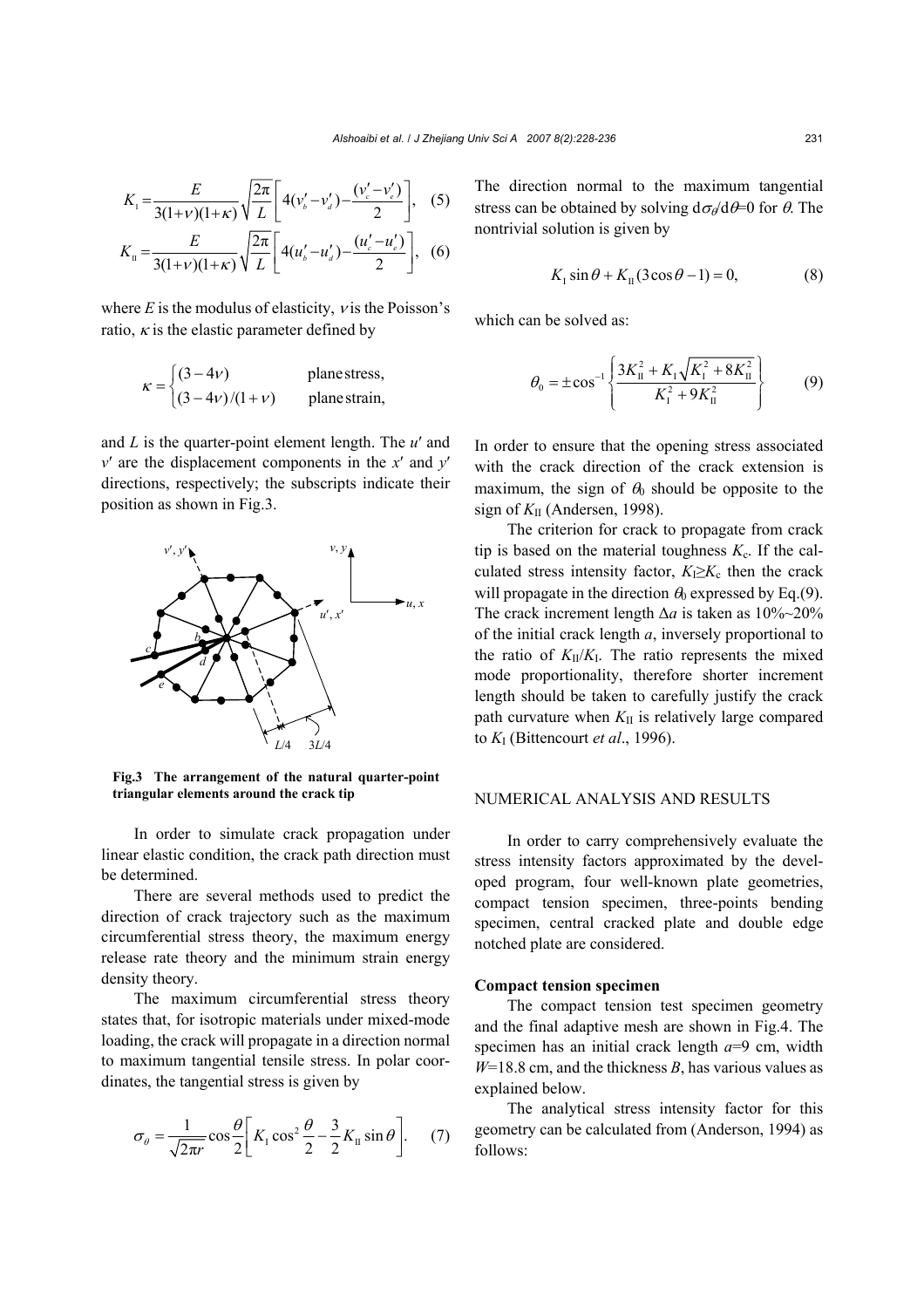$$K_{\mathrm{I}}=\frac{E}{3(1+\nu)(1+\kappa)}\sqrt{\frac{2\pi}{L}}\left[4(v_b'-v_d')-\frac{(v_c'-v_e')}{2}\right], \quad (5)$$

$$K_{\mathrm{II}}=\frac{E}{3(1+\nu)(1+\kappa)}\sqrt{\frac{2\pi}{L}}\left[4(u_b'-u_d')-\frac{(u_c'-u_e')}{2}\right], \quad (6)$$

where $E$ is the modulus of elasticity, $\nu$ is the Poisson's ratio, $\kappa$ is the elastic parameter defined by

$$\kappa=\begin{cases}(3-4\nu) & \text{plane stress,}\\ (3-4\nu)/(1+\nu) & \text{plane strain,}\end{cases}$$

and $L$ is the quarter-point element length. The $u'$ and $v'$ are the displacement components in the $x'$ and $y'$ directions, respectively; the subscripts indicate their position as shown in Fig.3.

**Fig.3 The arrangement of the natural quarter-point triangular elements around the crack tip**

In order to simulate crack propagation under linear elastic condition, the crack path direction must be determined.

There are several methods used to predict the direction of crack trajectory such as the maximum circumferential stress theory, the maximum energy release rate theory and the minimum strain energy density theory.

The maximum circumferential stress theory states that, for isotropic materials under mixed-mode loading, the crack will propagate in a direction normal to maximum tangential tensile stress. In polar coordinates, the tangential stress is given by

$$\sigma_\theta=\frac{1}{\sqrt{2\pi r}}\cos\frac{\theta}{2}\left[K_{\mathrm{I}}\cos^2\frac{\theta}{2}-\frac{3}{2}K_{\mathrm{II}}\sin\theta\right]. \quad (7)$$

The direction normal to the maximum tangential stress can be obtained by solving $d\sigma_\theta/d\theta=0$ for $\theta$. The nontrivial solution is given by

$$K_{\mathrm{I}}\sin\theta+K_{\mathrm{II}}(3\cos\theta-1)=0, \quad (8)$$

which can be solved as:

$$\theta_0=\pm\cos^{-1}\left\{\frac{3K_{\mathrm{II}}^2+K_{\mathrm{I}}\sqrt{K_{\mathrm{I}}^2+8K_{\mathrm{II}}^2}}{K_{\mathrm{I}}^2+9K_{\mathrm{II}}^2}\right\} \quad (9)$$

In order to ensure that the opening stress associated with the crack direction of the crack extension is maximum, the sign of $\theta_0$ should be opposite to the sign of $K_{\mathrm{II}}$ (Andersen, 1998).

The criterion for crack to propagate from crack tip is based on the material toughness $K_c$. If the calculated stress intensity factor, $K_{\mathrm{I}}\geq K_c$ then the crack will propagate in the direction $\theta_0$ expressed by Eq.(9). The crack increment length $\Delta a$ is taken as 10%~20% of the initial crack length $a$, inversely proportional to the ratio of $K_{\mathrm{II}}/K_{\mathrm{I}}$. The ratio represents the mixed mode proportionality, therefore shorter increment length should be taken to carefully justify the crack path curvature when $K_{\mathrm{II}}$ is relatively large compared to $K_{\mathrm{I}}$ (Bittencourt *et al*., 1996).

## NUMERICAL ANALYSIS AND RESULTS

In order to carry comprehensively evaluate the stress intensity factors approximated by the developed program, four well-known plate geometries, compact tension specimen, three-points bending specimen, central cracked plate and double edge notched plate are considered.

### Compact tension specimen

The compact tension test specimen geometry and the final adaptive mesh are shown in Fig.4. The specimen has an initial crack length $a$=9 cm, width $W$=18.8 cm, and the thickness $B$, has various values as explained below.

The analytical stress intensity factor for this geometry can be calculated from (Anderson, 1994) as follows: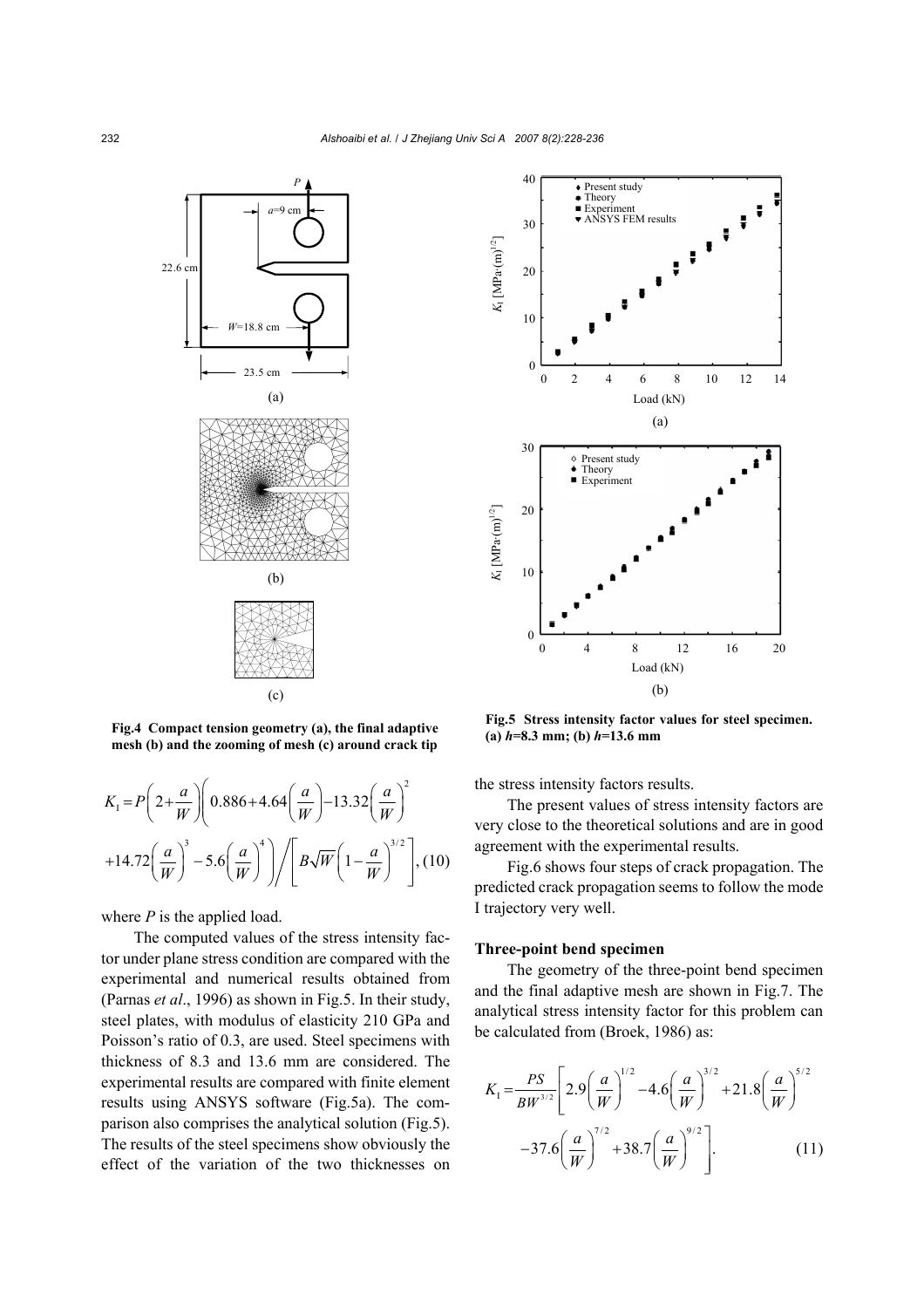Fig.4 Compact tension geometry (a), the final adaptive mesh (b) and the zooming of mesh (c) around crack tip

Fig.5 Stress intensity factor values for steel specimen. (a) $h$=8.3 mm; (b) $h$=13.6 mm

$$K_{\text{I}}=P\left(2+\frac{a}{W}\right)\left(0.886+4.64\left(\frac{a}{W}\right)-13.32\left(\frac{a}{W}\right)^{2}+14.72\left(\frac{a}{W}\right)^{3}-5.6\left(\frac{a}{W}\right)^{4}\right)\Bigg/\left[B\sqrt{W}\left(1-\frac{a}{W}\right)^{3/2}\right], \quad (10)$$

where $P$ is the applied load.

The computed values of the stress intensity factor under plane stress condition are compared with the experimental and numerical results obtained from (Parnas *et al*., 1996) as shown in Fig.5. In their study, steel plates, with modulus of elasticity 210 GPa and Poisson's ratio of 0.3, are used. Steel specimens with thickness of 8.3 and 13.6 mm are considered. The experimental results are compared with finite element results using ANSYS software (Fig.5a). The comparison also comprises the analytical solution (Fig.5). The results of the steel specimens show obviously the effect of the variation of the two thicknesses on the stress intensity factors results.

The present values of stress intensity factors are very close to the theoretical solutions and are in good agreement with the experimental results.

Fig.6 shows four steps of crack propagation. The predicted crack propagation seems to follow the mode I trajectory very well.

### Three-point bend specimen

The geometry of the three-point bend specimen and the final adaptive mesh are shown in Fig.7. The analytical stress intensity factor for this problem can be calculated from (Broek, 1986) as:

$$K_{\text{I}}=\frac{PS}{BW^{3/2}}\left[2.9\left(\frac{a}{W}\right)^{1/2}-4.6\left(\frac{a}{W}\right)^{3/2}+21.8\left(\frac{a}{W}\right)^{5/2}-37.6\left(\frac{a}{W}\right)^{7/2}+38.7\left(\frac{a}{W}\right)^{9/2}\right]. \quad (11)$$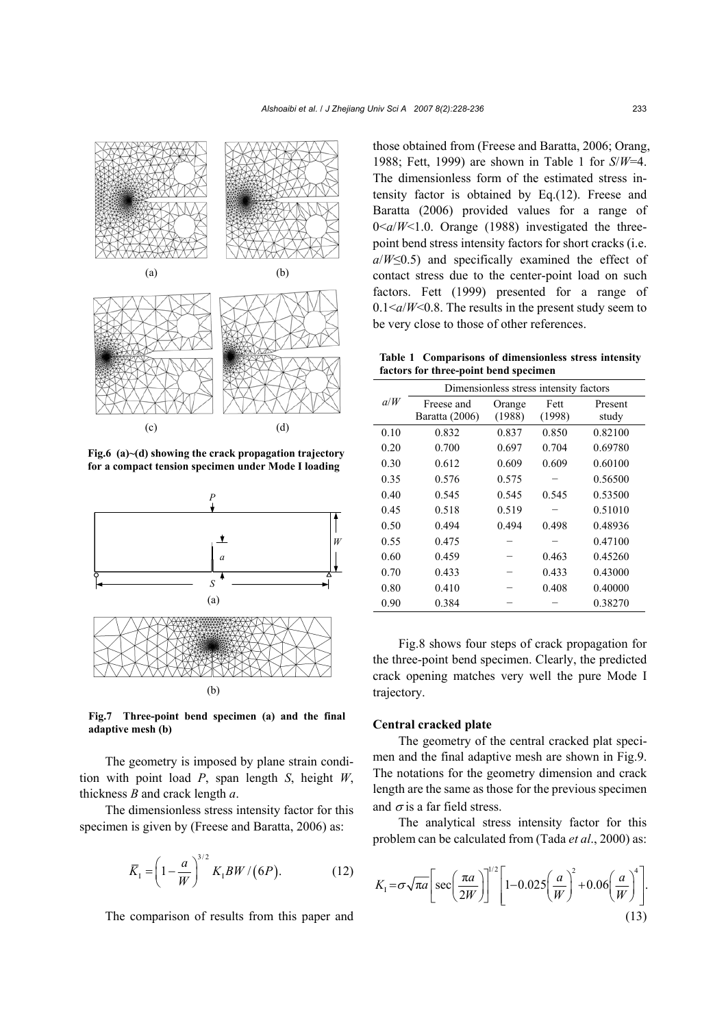Fig.6 (a)~(d) showing the crack propagation trajectory for a compact tension specimen under Mode I loading

Fig.7 Three-point bend specimen (a) and the final adaptive mesh (b)

The geometry is imposed by plane strain condition with point load $P$, span length $S$, height $W$, thickness $B$ and crack length $a$.

The dimensionless stress intensity factor for this specimen is given by (Freese and Baratta, 2006) as:

$$\bar{K}_{\mathrm{I}} = \left(1 - \frac{a}{W}\right)^{3/2} K_{\mathrm{I}} BW / (6P). \tag{12}$$

The comparison of results from this paper and those obtained from (Freese and Baratta, 2006; Orang, 1988; Fett, 1999) are shown in Table 1 for $S/W=4$. The dimensionless form of the estimated stress intensity factor is obtained by Eq.(12). Freese and Baratta (2006) provided values for a range of $0<a/W<1.0$. Orange (1988) investigated the three-point bend stress intensity factors for short cracks (i.e. $a/W\leq 0.5$) and specifically examined the effect of contact stress due to the center-point load on such factors. Fett (1999) presented for a range of $0.1<a/W<0.8$. The results in the present study seem to be very close to those of other references.

**Table 1 Comparisons of dimensionless stress intensity factors for three-point bend specimen**

| $a/W$ | Dimensionless stress intensity factors | | | |
|---|---|---|---|---|
| | Freese and Baratta (2006) | Orange (1988) | Fett (1998) | Present study |
| 0.10 | 0.832 | 0.837 | 0.850 | 0.82100 |
| 0.20 | 0.700 | 0.697 | 0.704 | 0.69780 |
| 0.30 | 0.612 | 0.609 | 0.609 | 0.60100 |
| 0.35 | 0.576 | 0.575 | − | 0.56500 |
| 0.40 | 0.545 | 0.545 | 0.545 | 0.53500 |
| 0.45 | 0.518 | 0.519 | − | 0.51010 |
| 0.50 | 0.494 | 0.494 | 0.498 | 0.48936 |
| 0.55 | 0.475 | − | − | 0.47100 |
| 0.60 | 0.459 | − | 0.463 | 0.45260 |
| 0.70 | 0.433 | − | 0.433 | 0.43000 |
| 0.80 | 0.410 | − | 0.408 | 0.40000 |
| 0.90 | 0.384 | − | − | 0.38270 |

Fig.8 shows four steps of crack propagation for the three-point bend specimen. Clearly, the predicted crack opening matches very well the pure Mode I trajectory.

### Central cracked plate

The geometry of the central cracked plat specimen and the final adaptive mesh are shown in Fig.9. The notations for the geometry dimension and crack length are the same as those for the previous specimen and $\sigma$ is a far field stress.

The analytical stress intensity factor for this problem can be calculated from (Tada *et al*., 2000) as:

$$K_{\mathrm{I}} = \sigma\sqrt{\pi a}\left[\sec\left(\frac{\pi a}{2W}\right)\right]^{1/2}\left[1 - 0.025\left(\frac{a}{W}\right)^2 + 0.06\left(\frac{a}{W}\right)^4\right]. \tag{13}$$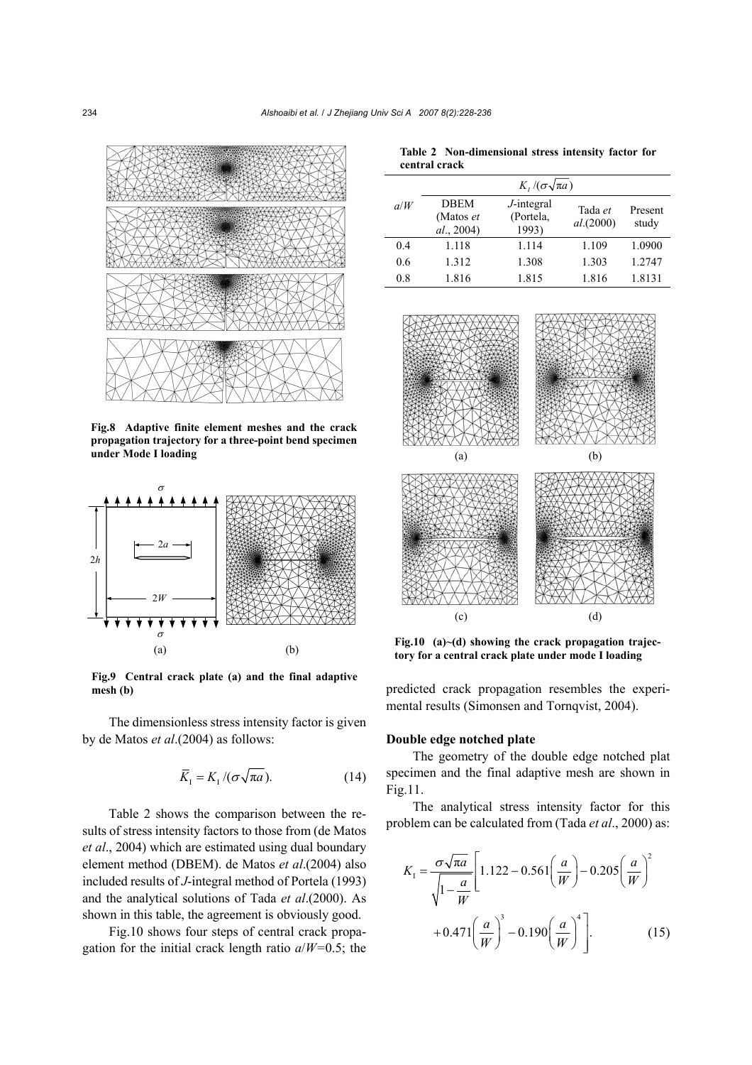Fig.8 Adaptive finite element meshes and the crack propagation trajectory for a three-point bend specimen under Mode I loading

Fig.9 Central crack plate (a) and the final adaptive mesh (b)

The dimensionless stress intensity factor is given by de Matos *et al*.(2004) as follows:

$$\bar{K}_\mathrm{I} = K_\mathrm{I}/(\sigma\sqrt{\pi a}). \tag{14}$$

Table 2 shows the comparison between the results of stress intensity factors to those from (de Matos *et al*., 2004) which are estimated using dual boundary element method (DBEM). de Matos *et al*.(2004) also included results of *J*-integral method of Portela (1993) and the analytical solutions of Tada *et al*.(2000). As shown in this table, the agreement is obviously good.

Fig.10 shows four steps of central crack propagation for the initial crack length ratio $a/W$=0.5; the predicted crack propagation resembles the experimental results (Simonsen and Tornqvist, 2004).

**Table 2 Non-dimensional stress intensity factor for central crack**

| $a/W$ | $K_I/(\sigma\sqrt{\pi a})$ | | | |
|---|---|---|---|---|
| | DBEM (Matos *et al*., 2004) | *J*-integral (Portela, 1993) | Tada *et al*.(2000) | Present study |
| 0.4 | 1.118 | 1.114 | 1.109 | 1.0900 |
| 0.6 | 1.312 | 1.308 | 1.303 | 1.2747 |
| 0.8 | 1.816 | 1.815 | 1.816 | 1.8131 |

Fig.10 (a)~(d) showing the crack propagation trajectory for a central crack plate under mode I loading

### Double edge notched plate

The geometry of the double edge notched plat specimen and the final adaptive mesh are shown in Fig.11.

The analytical stress intensity factor for this problem can be calculated from (Tada *et al*., 2000) as:

$$K_\mathrm{I} = \frac{\sigma\sqrt{\pi a}}{\sqrt{1-\dfrac{a}{W}}}\left[1.122 - 0.561\left(\frac{a}{W}\right) - 0.205\left(\frac{a}{W}\right)^2 + 0.471\left(\frac{a}{W}\right)^3 - 0.190\left(\frac{a}{W}\right)^4\right]. \tag{15}$$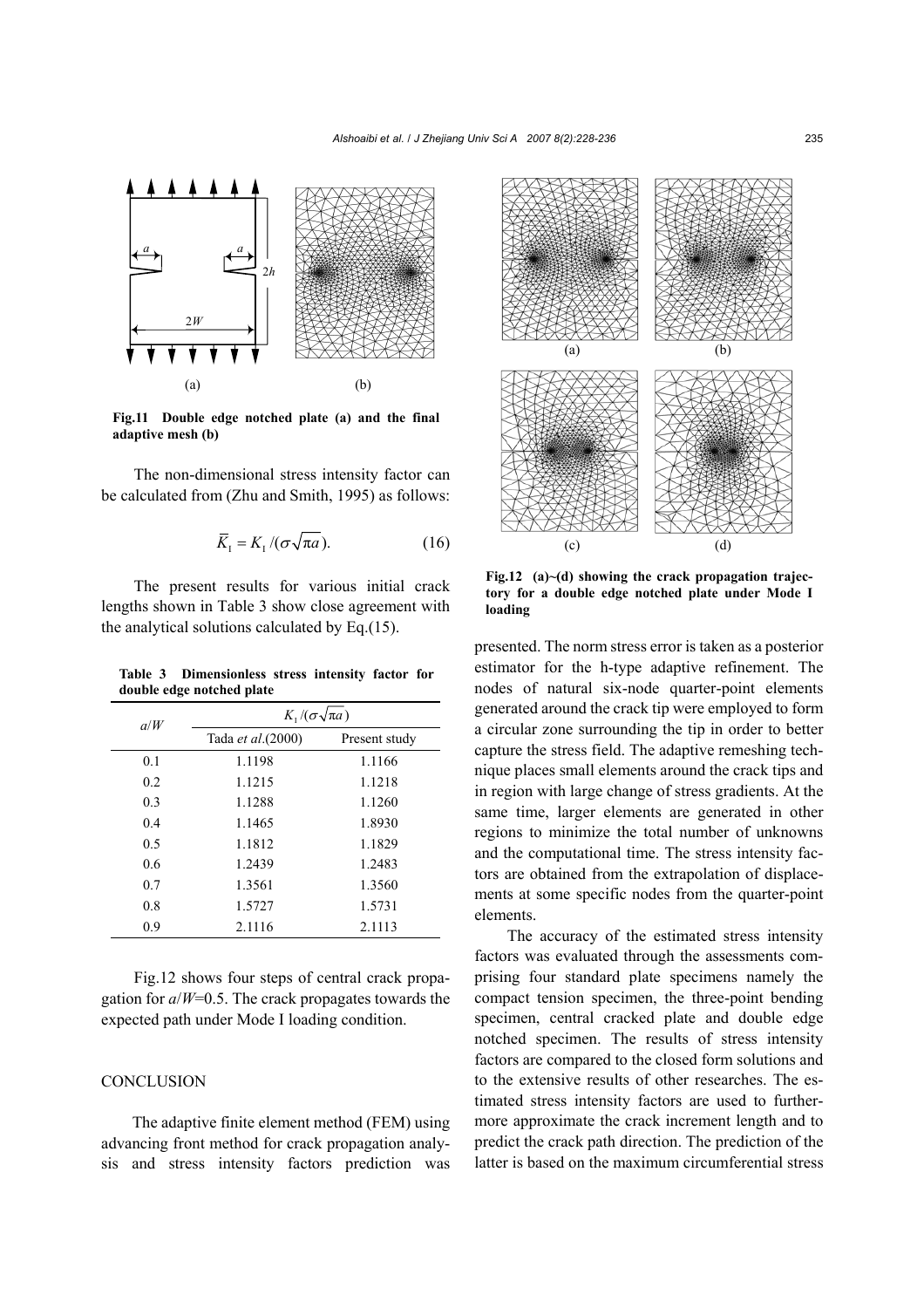Fig.11 Double edge notched plate (a) and the final adaptive mesh (b)

The non-dimensional stress intensity factor can be calculated from (Zhu and Smith, 1995) as follows:

$$\bar{K}_{\rm I} = K_{\rm I} / (\sigma\sqrt{\pi a}). \tag{16}$$

The present results for various initial crack lengths shown in Table 3 show close agreement with the analytical solutions calculated by Eq.(15).

**Table 3 Dimensionless stress intensity factor for double edge notched plate**

| $a/W$ | $K_{\rm I}/(\sigma\sqrt{\pi a})$ | |
|---|---|---|
| | Tada *et al*.(2000) | Present study |
| 0.1 | 1.1198 | 1.1166 |
| 0.2 | 1.1215 | 1.1218 |
| 0.3 | 1.1288 | 1.1260 |
| 0.4 | 1.1465 | 1.8930 |
| 0.5 | 1.1812 | 1.1829 |
| 0.6 | 1.2439 | 1.2483 |
| 0.7 | 1.3561 | 1.3560 |
| 0.8 | 1.5727 | 1.5731 |
| 0.9 | 2.1116 | 2.1113 |

Fig.12 shows four steps of central crack propagation for $a/W$=0.5. The crack propagates towards the expected path under Mode I loading condition.

Fig.12 (a)~(d) showing the crack propagation trajectory for a double edge notched plate under Mode I loading

## CONCLUSION

The adaptive finite element method (FEM) using advancing front method for crack propagation analysis and stress intensity factors prediction was presented. The norm stress error is taken as a posterior estimator for the h-type adaptive refinement. The nodes of natural six-node quarter-point elements generated around the crack tip were employed to form a circular zone surrounding the tip in order to better capture the stress field. The adaptive remeshing technique places small elements around the crack tips and in region with large change of stress gradients. At the same time, larger elements are generated in other regions to minimize the total number of unknowns and the computational time. The stress intensity factors are obtained from the extrapolation of displacements at some specific nodes from the quarter-point elements.

The accuracy of the estimated stress intensity factors was evaluated through the assessments comprising four standard plate specimens namely the compact tension specimen, the three-point bending specimen, central cracked plate and double edge notched specimen. The results of stress intensity factors are compared to the closed form solutions and to the extensive results of other researches. The estimated stress intensity factors are used to furthermore approximate the crack increment length and to predict the crack path direction. The prediction of the latter is based on the maximum circumferential stress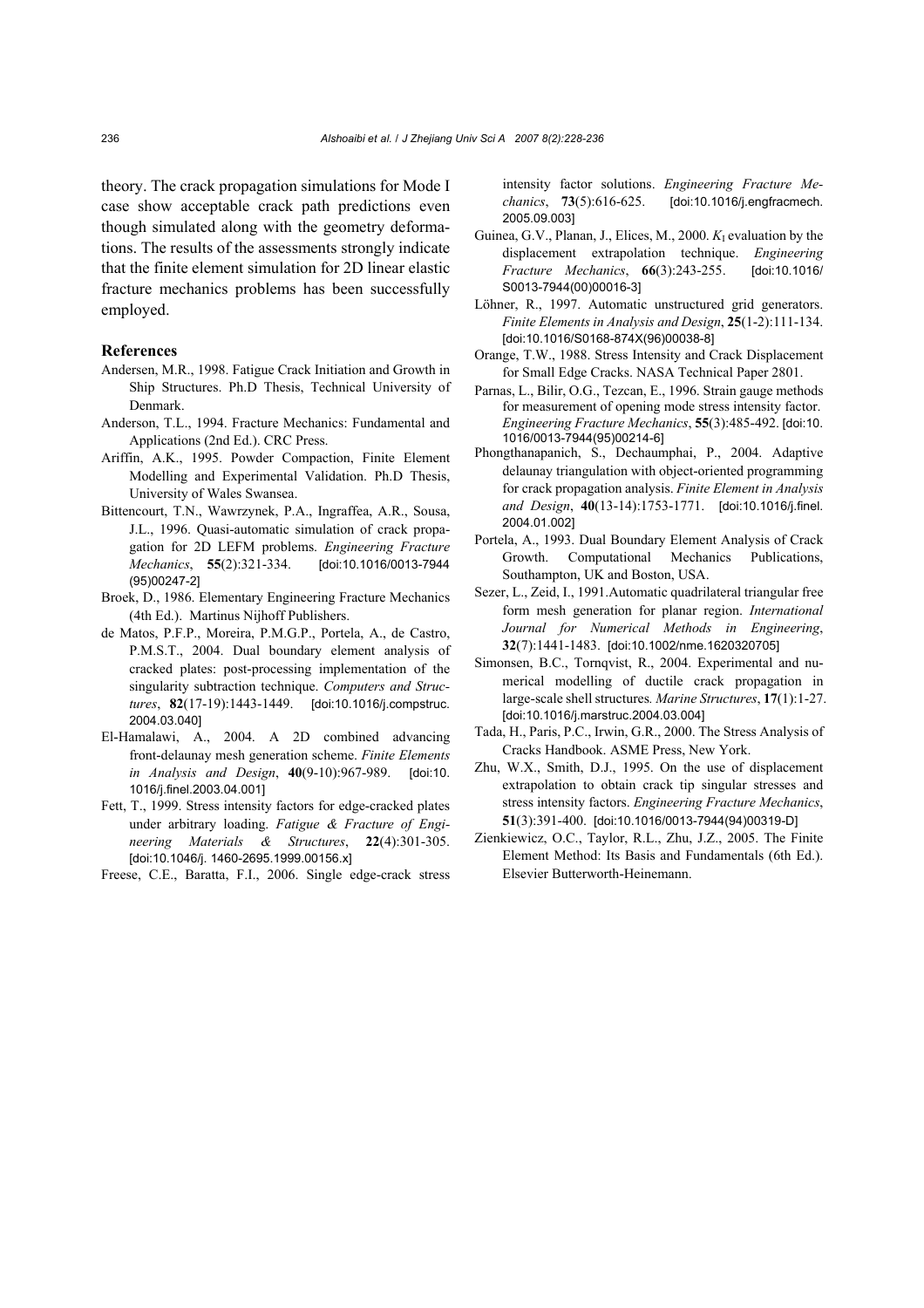theory. The crack propagation simulations for Mode I case show acceptable crack path predictions even though simulated along with the geometry deformations. The results of the assessments strongly indicate that the finite element simulation for 2D linear elastic fracture mechanics problems has been successfully employed.

## References

Andersen, M.R., 1998. Fatigue Crack Initiation and Growth in Ship Structures. Ph.D Thesis, Technical University of Denmark.

Anderson, T.L., 1994. Fracture Mechanics: Fundamental and Applications (2nd Ed.). CRC Press.

Ariffin, A.K., 1995. Powder Compaction, Finite Element Modelling and Experimental Validation. Ph.D Thesis, University of Wales Swansea.

Bittencourt, T.N., Wawrzynek, P.A., Ingraffea, A.R., Sousa, J.L., 1996. Quasi-automatic simulation of crack propagation for 2D LEFM problems. *Engineering Fracture Mechanics*, **55**(2):321-334. [doi:10.1016/0013-7944(95)00247-2]

Broek, D., 1986. Elementary Engineering Fracture Mechanics (4th Ed.). Martinus Nijhoff Publishers.

de Matos, P.F.P., Moreira, P.M.G.P., Portela, A., de Castro, P.M.S.T., 2004. Dual boundary element analysis of cracked plates: post-processing implementation of the singularity subtraction technique. *Computers and Structures*, **82**(17-19):1443-1449. [doi:10.1016/j.compstruc.2004.03.040]

El-Hamalawi, A., 2004. A 2D combined advancing front-delaunay mesh generation scheme. *Finite Elements in Analysis and Design*, **40**(9-10):967-989. [doi:10.1016/j.finel.2003.04.001]

Fett, T., 1999. Stress intensity factors for edge-cracked plates under arbitrary loading. *Fatigue & Fracture of Engineering Materials & Structures*, **22**(4):301-305. [doi:10.1046/j. 1460-2695.1999.00156.x]

Freese, C.E., Baratta, F.I., 2006. Single edge-crack stress intensity factor solutions. *Engineering Fracture Mechanics*, **73**(5):616-625. [doi:10.1016/j.engfracmech.2005.09.003]

Guinea, G.V., Planan, J., Elices, M., 2000. $K_I$ evaluation by the displacement extrapolation technique. *Engineering Fracture Mechanics*, **66**(3):243-255. [doi:10.1016/S0013-7944(00)00016-3]

Löhner, R., 1997. Automatic unstructured grid generators. *Finite Elements in Analysis and Design*, **25**(1-2):111-134. [doi:10.1016/S0168-874X(96)00038-8]

Orange, T.W., 1988. Stress Intensity and Crack Displacement for Small Edge Cracks. NASA Technical Paper 2801.

Parnas, L., Bilir, O.G., Tezcan, E., 1996. Strain gauge methods for measurement of opening mode stress intensity factor. *Engineering Fracture Mechanics*, **55**(3):485-492. [doi:10.1016/0013-7944(95)00214-6]

Phongthanapanich, S., Dechaumphai, P., 2004. Adaptive delaunay triangulation with object-oriented programming for crack propagation analysis. *Finite Element in Analysis and Design*, **40**(13-14):1753-1771. [doi:10.1016/j.finel.2004.01.002]

Portela, A., 1993. Dual Boundary Element Analysis of Crack Growth. Computational Mechanics Publications, Southampton, UK and Boston, USA.

Sezer, L., Zeid, I., 1991.Automatic quadrilateral triangular free form mesh generation for planar region. *International Journal for Numerical Methods in Engineering*, **32**(7):1441-1483. [doi:10.1002/nme.1620320705]

Simonsen, B.C., Tornqvist, R., 2004. Experimental and numerical modelling of ductile crack propagation in large-scale shell structures. *Marine Structures*, **17**(1):1-27. [doi:10.1016/j.marstruc.2004.03.004]

Tada, H., Paris, P.C., Irwin, G.R., 2000. The Stress Analysis of Cracks Handbook. ASME Press, New York.

Zhu, W.X., Smith, D.J., 1995. On the use of displacement extrapolation to obtain crack tip singular stresses and stress intensity factors. *Engineering Fracture Mechanics*, **51**(3):391-400. [doi:10.1016/0013-7944(94)00319-D]

Zienkiewicz, O.C., Taylor, R.L., Zhu, J.Z., 2005. The Finite Element Method: Its Basis and Fundamentals (6th Ed.). Elsevier Butterworth-Heinemann.